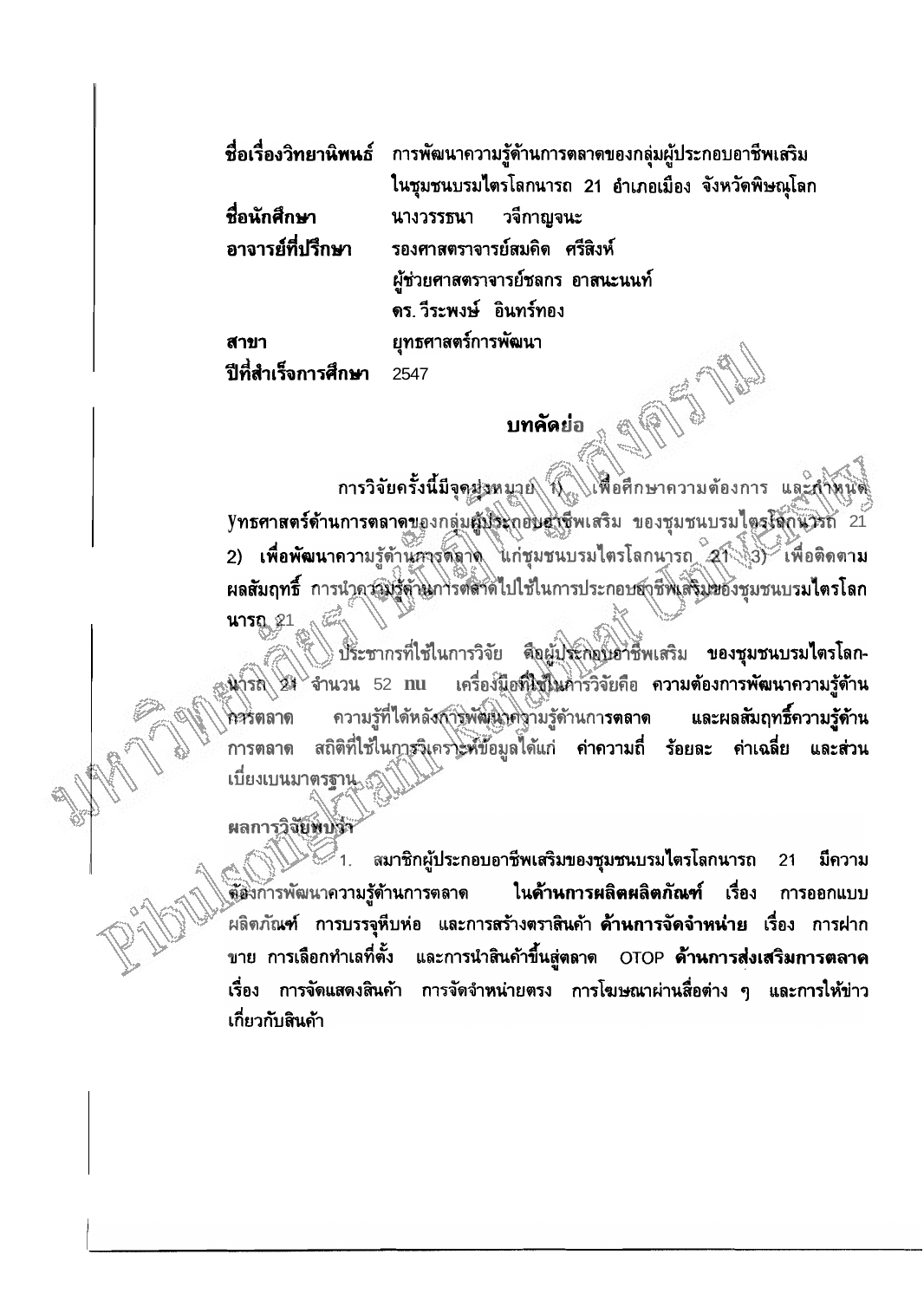**ชื่อเรื่องวิทยานิพนธ์** การพัฒนาความรู้ด้านการตลาดของกลุ่มผู้ประกอบอาชีพเสริมในชุมชนบรมไตรโลกนารถ 21 อำเภอเมือง จังหวัดพิษณุโลก

**ชื่อนักศึกษา** นางวรรธนา วจีกาญจนะ

**อาจารย์ที่ปรึกษา** รองศาสตราจารย์สมคิด ศรีสิงห์
ผู้ช่วยศาสตราจารย์ชลกร อาสนะนนท์
ดร. วีระพงษ์ อินทร์ทอง

**สาขา** ยุทธศาสตร์การพัฒนา

**ปีที่สำเร็จการศึกษา** 2547

## บทคัดย่อ

การวิจัยครั้งนี้มีจุดมุ่งหมาย 1) **เพื่อศึกษา**ความต้องการ และกำหนดยุทธศาสตร์ด้านการตลาดของกลุ่มผู้ประกอบอาชีพเสริม ของชุมชนบรมไตรโลกนารถ 21 2) **เพื่อพัฒนา**ความรู้ด้านการตลาด แก่ชุมชนบรมไตรโลกนารถ 21 3) **เพื่อติดตามผลสัมฤทธิ์** การนำความรู้ด้านการตลาดไปใช้ในการประกอบอาชีพเสริมของชุมชนบรมไตรโลกนารถ 21

ประชากรที่ใช้ในการวิจัย คือผู้ประกอบอาชีพเสริม **ของชุมชนบรมไตรโลกนารถ 21** จำนวน 52 คน เครื่องมือที่ใช้ในการวิจัยคือ **ความต้องการพัฒนาความรู้ด้านการตลาด** ความรู้ที่ได้หลังการพัฒนาความรู้ด้านการตลาด **และผลสัมฤทธิ์ความรู้ด้านการตลาด** สถิติที่ใช้ในการวิเคราะห์ข้อมูลได้แก่ ค่าความถี่ ร้อยละ ค่าเฉลี่ย และส่วนเบี่ยงเบนมาตรฐาน

ผลการวิจัยพบว่า

1. สมาชิกผู้ประกอบอาชีพเสริมของชุมชนบรมไตรโลกนารถ 21 มีความต้องการพัฒนาความรู้ด้านการตลาด **ในด้านการผลิตผลิตภัณฑ์** เรื่อง การออกแบบผลิตภัณฑ์ การบรรจุหีบห่อ และการสร้างตราสินค้า **ด้านการจัดจำหน่าย** เรื่อง การฝากขาย การเลือกทำเลที่ตั้ง และการนำสินค้าขึ้นสู่ตลาด OTOP **ด้านการส่งเสริมการตลาด** เรื่อง การจัดแสดงสินค้า การจัดจำหน่ายตรง การโฆษณาผ่านสื่อต่าง ๆ และการให้ข่าวเกี่ยวกับสินค้า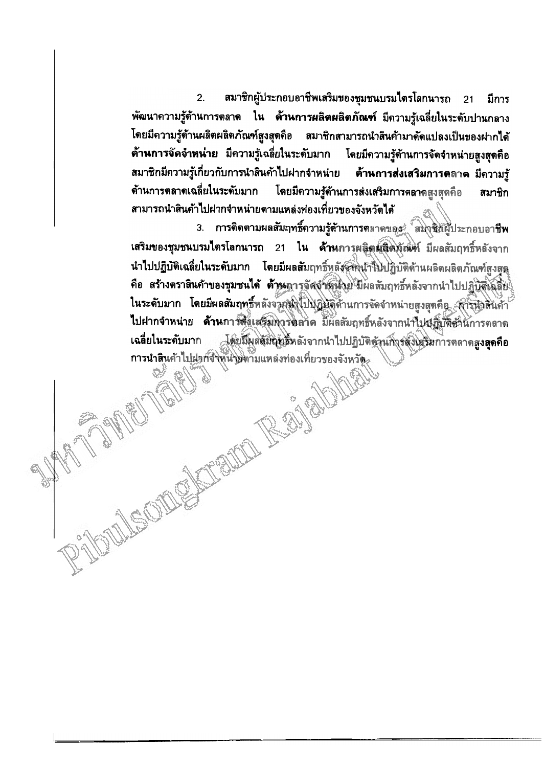2. สมาชิกผู้ประกอบอาชีพเสริมของชุมชนบรมไตรโลกนารถ 21 มีการพัฒนาความรู้ด้านการตลาด ใน **ด้านการผลิตผลิตภัณฑ์** มีความรู้เฉลี่ยในระดับปานกลาง โดยมีความรู้ด้านผลิตผลิตภัณฑ์สูงสุดคือ สมาชิกสามารถนำสินค้ามาดัดแปลงเป็นของฝากได้ **ด้านการจัดจำหน่าย** มีความรู้เฉลี่ยในระดับมาก โดยมีความรู้ด้านการจัดจำหน่ายสูงสุดคือ สมาชิกมีความรู้เกี่ยวกับการนำสินค้าไปฝากจำหน่าย **ด้านการส่งเสริมการตลาด** มีความรู้ด้านการตลาดเฉลี่ยในระดับมาก โดยมีความรู้ด้านการส่งเสริมการตลาดสูงสุดคือ สมาชิกสามารถนำสินค้าไปฝากจำหน่ายตามแหล่งท่องเที่ยวของจังหวัดได้

3. **การติดตามผลสัมฤทธิ์ความรู้ด้านการตลาดของ สมาชิกผู้ประกอบอาชีพเสริมของชุมชนบรมไตรโลกนารถ 21** ใน **ด้านการผลิตผลิตภัณฑ์** มีผลสัมฤทธิ์หลังจากนำไปปฏิบัติเฉลี่ยในระดับมาก โดยมีผลสัมฤทธิ์หลังจากนำไปปฏิบัติด้านผลิตผลิตภัณฑ์สูงสุด คือ สร้างตราสินค้าของชุมชนได้ **ด้านการจัดจำหน่าย** มีผลสัมฤทธิ์หลังจากนำไปปฏิบัติเฉลี่ยในระดับมาก โดยมีผลสัมฤทธิ์หลังจากนำไปปฏิบัติด้านการจัดจำหน่ายสูงสุดคือ การนำสินค้าไปฝากจำหน่าย **ด้านการส่งเสริมการตลาด** มีผลสัมฤทธิ์หลังจากนำไปปฏิบัติด้านการตลาดเฉลี่ยในระดับมาก โดยมีผลสัมฤทธิ์หลังจากนำไปปฏิบัติด้านการส่งเสริมการตลาดสูงสุดคือ การนำสินค้าไปฝากจำหน่ายตามแหล่งท่องเที่ยวของจังหวัด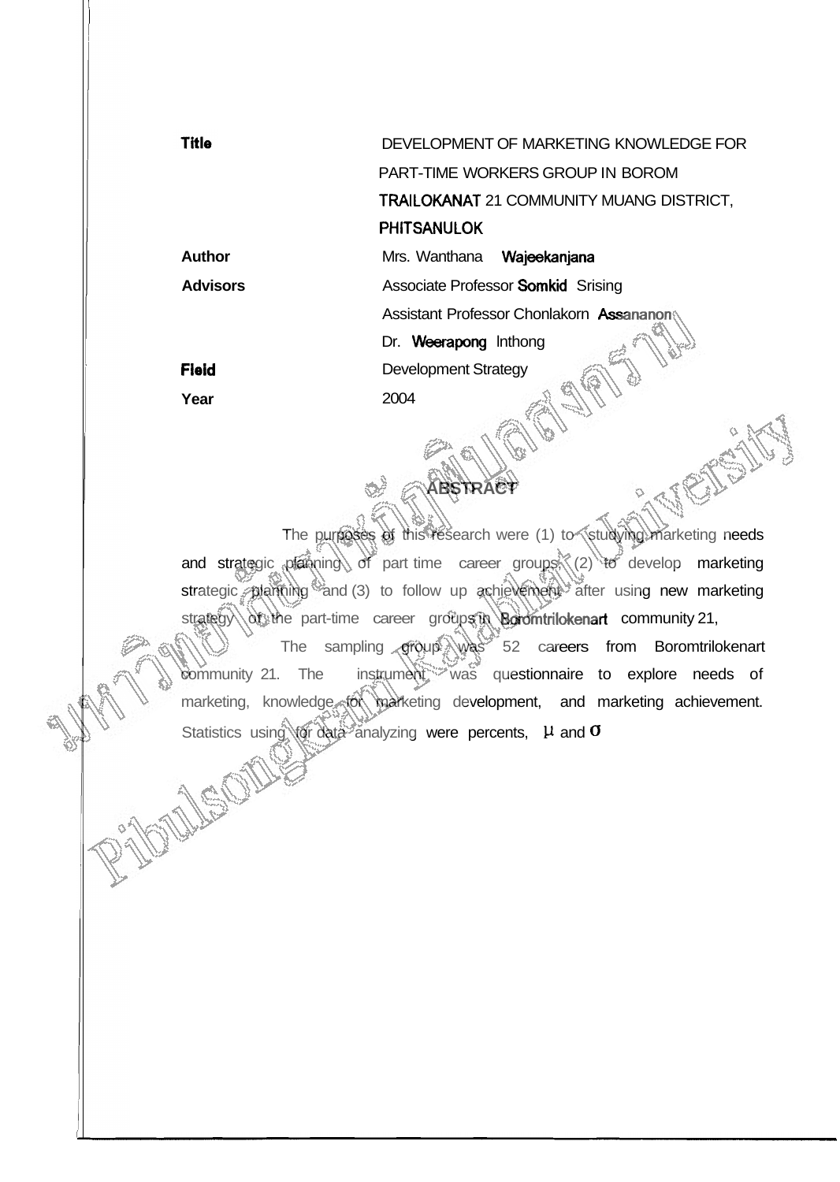| | |
|---|---|
| **Title** | DEVELOPMENT OF MARKETING KNOWLEDGE FOR PART-TIME WORKERS GROUP IN BOROM TRAILOKANAT 21 COMMUNITY MUANG DISTRICT, PHITSANULOK |
| **Author** | Mrs. Wanthana Wajeekanjana |
| **Advisors** | Associate Professor Somkid Srising |
| | Assistant Professor Chonlakorn Assananon |
| | Dr. Weerapong Inthong |
| **Field** | Development Strategy |
| **Year** | 2004 |

## ABSTRACT

The purposes of this research were (1) to studying marketing needs and strategic planning of part time career groups, (2) to develop marketing strategic planning and (3) to follow up achievement after using new marketing strategy of the part-time career groups in Boromtrilokenart community 21,

The sampling group was 52 careers from Boromtrilokenart community 21. The instrument was questionnaire to explore needs of marketing, knowledge for marketing development, and marketing achievement. Statistics using for data analyzing were percents, $\mu$ and $\sigma$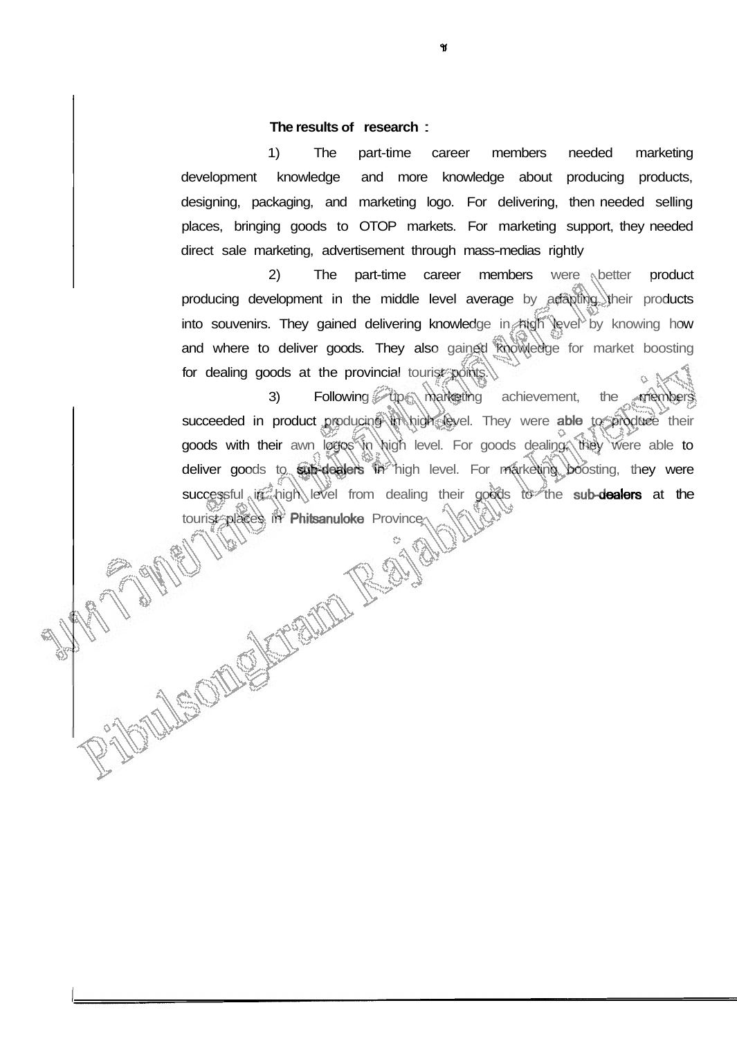**The results of research :**

1) The part-time career members needed marketing development knowledge and more knowledge about producing products, designing, packaging, and marketing logo. For delivering, then needed selling places, bringing goods to OTOP markets. For marketing support, they needed direct sale marketing, advertisement through mass-medias rightly

2) The part-time career members were better product producing development in the middle level average by adapting their products into souvenirs. They gained delivering knowledge in high level by knowing how and where to deliver goods. They also gained knowledge for market boosting for dealing goods at the provincial tourist points.

3) Following up marketing achievement, the members succeeded in product producing in high level. They were able to produce their goods with their awn logos in high level. For goods dealing, they were able to deliver goods to sub-dealers in high level. For marketing boosting, they were successful in high level from dealing their goods to the sub-dealers at the tourist places in Phitsanuloke Province.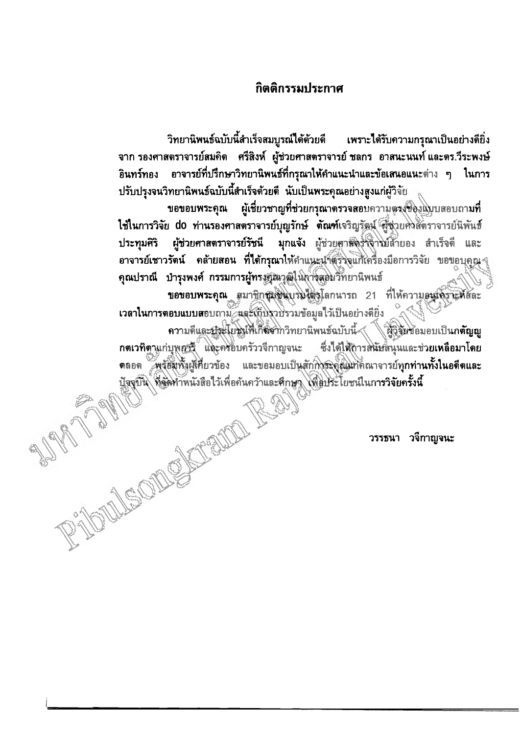# กิตติกรรมประกาศ

วิทยานิพนธ์ฉบับนี้สำเร็จสมบูรณ์ได้ด้วยดี เพราะได้รับความกรุณาเป็นอย่างดียิ่งจาก รองศาสตราจารย์สมคิด ศรีสิงห์ ผู้ช่วยศาสตราจารย์ ชลกร อาสนะนนท์ และดร.วีระพงษ์ อินทร์ทอง อาจารย์ที่ปรึกษาวิทยานิพนธ์ที่กรุณาให้คำแนะนำและข้อเสนอแนะต่าง ๆ ในการปรับปรุงจนวิทยานิพนธ์ฉบับนี้สำเร็จด้วยดี นับเป็นพระคุณอย่างสูงแก่ผู้วิจัย

ขอขอบพระคุณ ผู้เชี่ยวชาญที่ช่วยกรุณาตรวจสอบความตรงของแบบสอบถามที่ใช้ในการวิจัย do ท่านรองศาสตราจารย์บุญรักษ์ ตัณฑ์เจริญรัตน์ ผู้ช่วยศาสตราจารย์นิพันธ์ ประทุมศิริ ผู้ช่วยศาสตราจารย์รัชนี มุกแจ้ง ผู้ช่วยศาสตราจารย์ลำยอง สำเร็จดี และอาจารย์เชาวรัตน์ คล้ายสอน ที่ได้กรุณาให้คำแนะนำตรวจแก้เครื่องมือการวิจัย ขอขอบคุณคุณปราณี บำรุงพงศ์ กรรมการผู้ทรงคุณวุฒิในการสอบวิทยานิพนธ์

ขอขอบพระคุณ สมาชิกชุมชนบรมไตรโลกนารถ 21 ที่ให้ความอนุเคราะห์และเวลาในการตอบแบบสอบถาม และเก็บรวบรวมข้อมูลไว้เป็นอย่างดียิ่ง

ความดีและประโยชน์ที่เกิดจากวิทยานิพนธ์ฉบับนี้ ผู้วิจัยขอมอบเป็นกตัญญูกตเวทิตาแก่บุพการี และครอบครัวจีกาญจนะ ซึ่งได้ให้การสนับสนุนและช่วยเหลือมาโดยตลอด พร้อมทั้งผู้เกี่ยวข้อง และขอมอบเป็นสักการะคุณแก่คณาจารย์ทุกท่านทั้งในอดีตและปัจจุบัน ที่จัดทำหนังสือไว้เพื่อค้นคว้าและศึกษา เพื่อประโยชน์ในการวิจัยครั้งนี้

วรรธนา วจีกาญจนะ